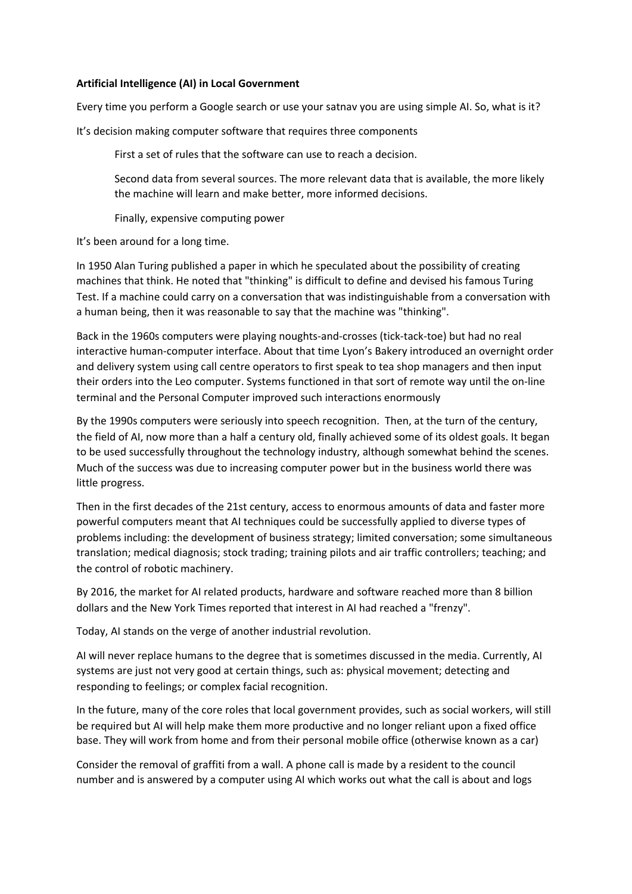**Artificial Intelligence (AI) in Local Government**

Every time you perform a Google search or use your satnav you are using simple AI. So, what is it?

It's decision making computer software that requires three components

> First a set of rules that the software can use to reach a decision.
>
> Second data from several sources. The more relevant data that is available, the more likely the machine will learn and make better, more informed decisions.
>
> Finally, expensive computing power

It's been around for a long time.

In 1950 Alan Turing published a paper in which he speculated about the possibility of creating machines that think. He noted that "thinking" is difficult to define and devised his famous Turing Test. If a machine could carry on a conversation that was indistinguishable from a conversation with a human being, then it was reasonable to say that the machine was "thinking".

Back in the 1960s computers were playing noughts-and-crosses (tick-tack-toe) but had no real interactive human-computer interface. About that time Lyon's Bakery introduced an overnight order and delivery system using call centre operators to first speak to tea shop managers and then input their orders into the Leo computer. Systems functioned in that sort of remote way until the on-line terminal and the Personal Computer improved such interactions enormously

By the 1990s computers were seriously into speech recognition. Then, at the turn of the century, the field of AI, now more than a half a century old, finally achieved some of its oldest goals. It began to be used successfully throughout the technology industry, although somewhat behind the scenes. Much of the success was due to increasing computer power but in the business world there was little progress.

Then in the first decades of the 21st century, access to enormous amounts of data and faster more powerful computers meant that AI techniques could be successfully applied to diverse types of problems including: the development of business strategy; limited conversation; some simultaneous translation; medical diagnosis; stock trading; training pilots and air traffic controllers; teaching; and the control of robotic machinery.

By 2016, the market for AI related products, hardware and software reached more than 8 billion dollars and the New York Times reported that interest in AI had reached a "frenzy".

Today, AI stands on the verge of another industrial revolution.

AI will never replace humans to the degree that is sometimes discussed in the media. Currently, AI systems are just not very good at certain things, such as: physical movement; detecting and responding to feelings; or complex facial recognition.

In the future, many of the core roles that local government provides, such as social workers, will still be required but AI will help make them more productive and no longer reliant upon a fixed office base. They will work from home and from their personal mobile office (otherwise known as a car)

Consider the removal of graffiti from a wall. A phone call is made by a resident to the council number and is answered by a computer using AI which works out what the call is about and logs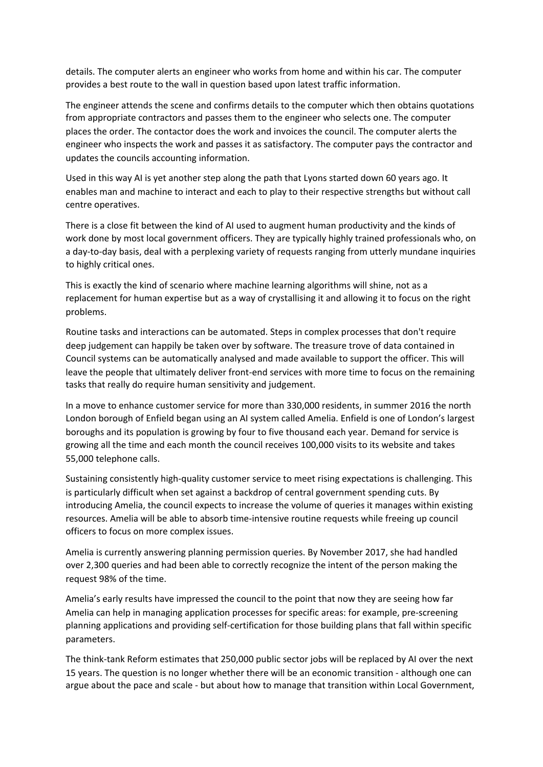details. The computer alerts an engineer who works from home and within his car. The computer provides a best route to the wall in question based upon latest traffic information.

The engineer attends the scene and confirms details to the computer which then obtains quotations from appropriate contractors and passes them to the engineer who selects one. The computer places the order. The contactor does the work and invoices the council. The computer alerts the engineer who inspects the work and passes it as satisfactory. The computer pays the contractor and updates the councils accounting information.

Used in this way AI is yet another step along the path that Lyons started down 60 years ago. It enables man and machine to interact and each to play to their respective strengths but without call centre operatives.

There is a close fit between the kind of AI used to augment human productivity and the kinds of work done by most local government officers. They are typically highly trained professionals who, on a day-to-day basis, deal with a perplexing variety of requests ranging from utterly mundane inquiries to highly critical ones.

This is exactly the kind of scenario where machine learning algorithms will shine, not as a replacement for human expertise but as a way of crystallising it and allowing it to focus on the right problems.

Routine tasks and interactions can be automated. Steps in complex processes that don't require deep judgement can happily be taken over by software. The treasure trove of data contained in Council systems can be automatically analysed and made available to support the officer. This will leave the people that ultimately deliver front-end services with more time to focus on the remaining tasks that really do require human sensitivity and judgement.

In a move to enhance customer service for more than 330,000 residents, in summer 2016 the north London borough of Enfield began using an AI system called Amelia. Enfield is one of London's largest boroughs and its population is growing by four to five thousand each year. Demand for service is growing all the time and each month the council receives 100,000 visits to its website and takes 55,000 telephone calls.

Sustaining consistently high-quality customer service to meet rising expectations is challenging. This is particularly difficult when set against a backdrop of central government spending cuts. By introducing Amelia, the council expects to increase the volume of queries it manages within existing resources. Amelia will be able to absorb time-intensive routine requests while freeing up council officers to focus on more complex issues.

Amelia is currently answering planning permission queries. By November 2017, she had handled over 2,300 queries and had been able to correctly recognize the intent of the person making the request 98% of the time.

Amelia's early results have impressed the council to the point that now they are seeing how far Amelia can help in managing application processes for specific areas: for example, pre-screening planning applications and providing self-certification for those building plans that fall within specific parameters.

The think-tank Reform estimates that 250,000 public sector jobs will be replaced by AI over the next 15 years. The question is no longer whether there will be an economic transition - although one can argue about the pace and scale - but about how to manage that transition within Local Government,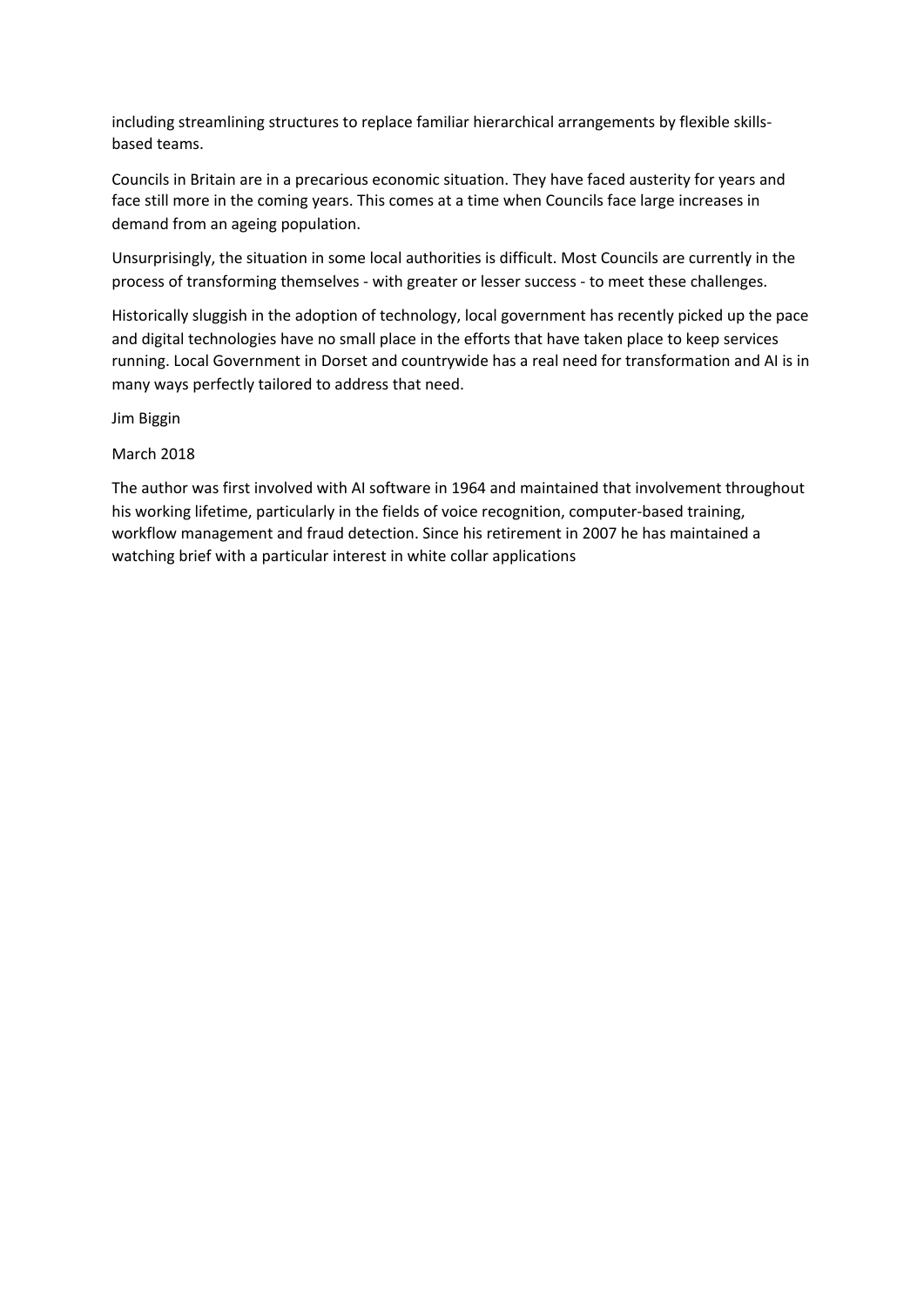including streamlining structures to replace familiar hierarchical arrangements by flexible skills-based teams.

Councils in Britain are in a precarious economic situation. They have faced austerity for years and face still more in the coming years. This comes at a time when Councils face large increases in demand from an ageing population.

Unsurprisingly, the situation in some local authorities is difficult. Most Councils are currently in the process of transforming themselves - with greater or lesser success - to meet these challenges.

Historically sluggish in the adoption of technology, local government has recently picked up the pace and digital technologies have no small place in the efforts that have taken place to keep services running. Local Government in Dorset and countrywide has a real need for transformation and AI is in many ways perfectly tailored to address that need.

Jim Biggin

March 2018

The author was first involved with AI software in 1964 and maintained that involvement throughout his working lifetime, particularly in the fields of voice recognition, computer-based training, workflow management and fraud detection. Since his retirement in 2007 he has maintained a watching brief with a particular interest in white collar applications